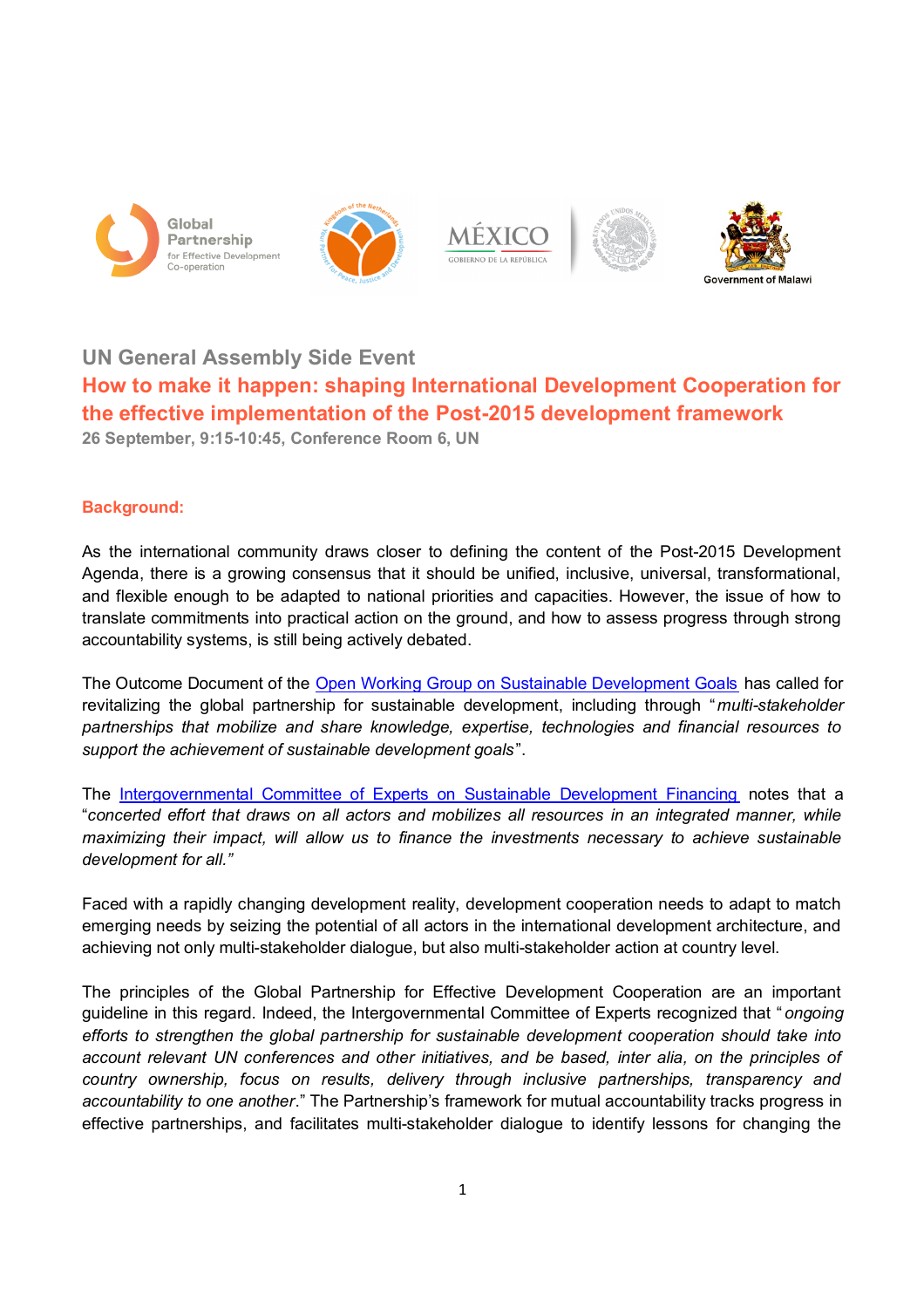Global Partnership for Effective Development Co-operation

Government of Malawi

## UN General Assembly Side Event

# How to make it happen: shaping International Development Cooperation for the effective implementation of the Post-2015 development framework

**26 September, 9:15-10:45, Conference Room 6, UN**

### Background:

As the international community draws closer to defining the content of the Post-2015 Development Agenda, there is a growing consensus that it should be unified, inclusive, universal, transformational, and flexible enough to be adapted to national priorities and capacities. However, the issue of how to translate commitments into practical action on the ground, and how to assess progress through strong accountability systems, is still being actively debated.

The Outcome Document of the Open Working Group on Sustainable Development Goals has called for revitalizing the global partnership for sustainable development, including through "*multi-stakeholder partnerships that mobilize and share knowledge, expertise, technologies and financial resources to support the achievement of sustainable development goals*".

The Intergovernmental Committee of Experts on Sustainable Development Financing notes that a "*concerted effort that draws on all actors and mobilizes all resources in an integrated manner, while maximizing their impact, will allow us to finance the investments necessary to achieve sustainable development for all.*"

Faced with a rapidly changing development reality, development cooperation needs to adapt to match emerging needs by seizing the potential of all actors in the international development architecture, and achieving not only multi-stakeholder dialogue, but also multi-stakeholder action at country level.

The principles of the Global Partnership for Effective Development Cooperation are an important guideline in this regard. Indeed, the Intergovernmental Committee of Experts recognized that "*ongoing efforts to strengthen the global partnership for sustainable development cooperation should take into account relevant UN conferences and other initiatives, and be based, inter alia, on the principles of country ownership, focus on results, delivery through inclusive partnerships, transparency and accountability to one another*." The Partnership's framework for mutual accountability tracks progress in effective partnerships, and facilitates multi-stakeholder dialogue to identify lessons for changing the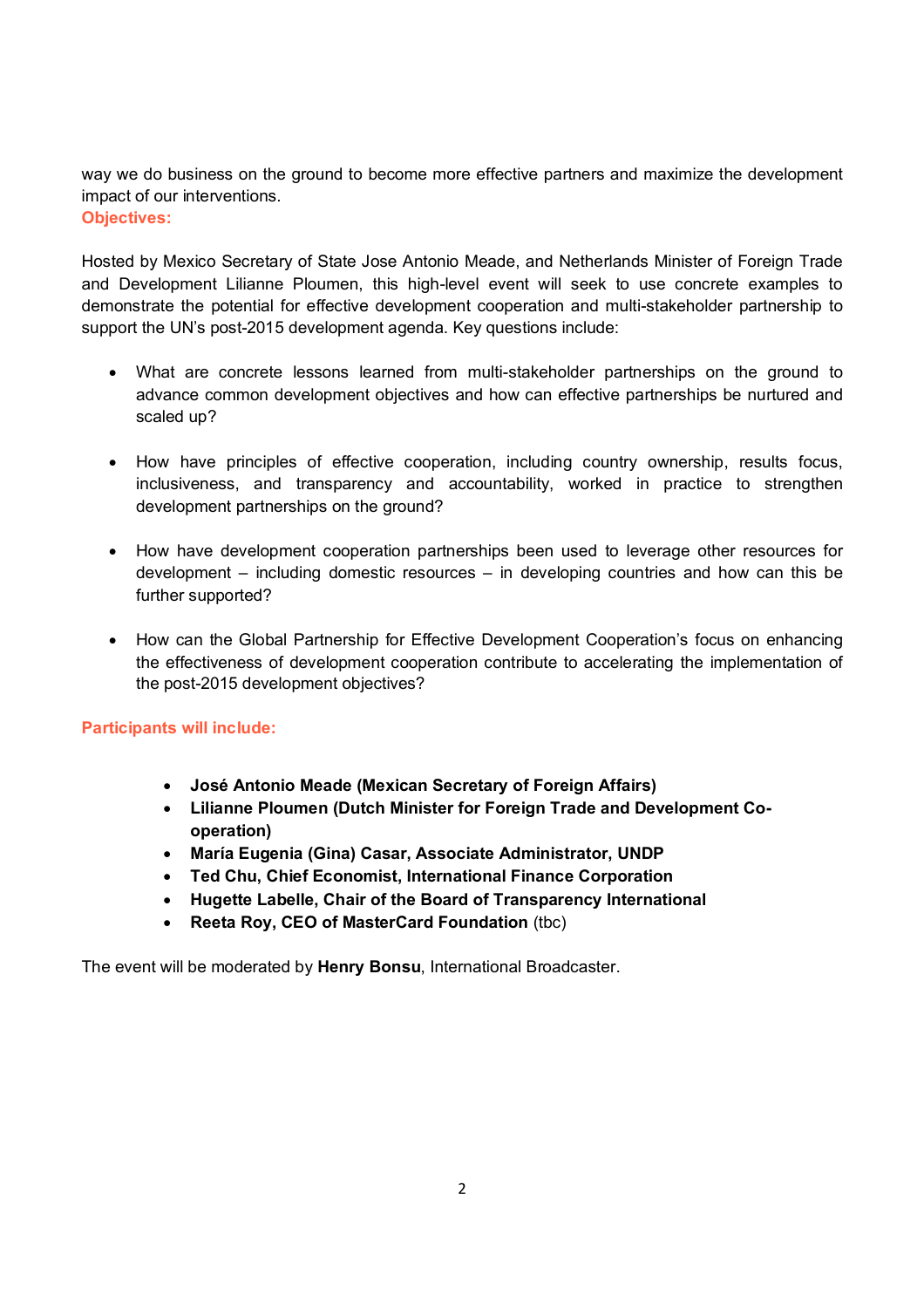way we do business on the ground to become more effective partners and maximize the development impact of our interventions.

## Objectives:

Hosted by Mexico Secretary of State Jose Antonio Meade, and Netherlands Minister of Foreign Trade and Development Lilianne Ploumen, this high-level event will seek to use concrete examples to demonstrate the potential for effective development cooperation and multi-stakeholder partnership to support the UN's post-2015 development agenda. Key questions include:

- What are concrete lessons learned from multi-stakeholder partnerships on the ground to advance common development objectives and how can effective partnerships be nurtured and scaled up?

- How have principles of effective cooperation, including country ownership, results focus, inclusiveness, and transparency and accountability, worked in practice to strengthen development partnerships on the ground?

- How have development cooperation partnerships been used to leverage other resources for development – including domestic resources – in developing countries and how can this be further supported?

- How can the Global Partnership for Effective Development Cooperation's focus on enhancing the effectiveness of development cooperation contribute to accelerating the implementation of the post-2015 development objectives?

## Participants will include:

- **José Antonio Meade (Mexican Secretary of Foreign Affairs)**
- **Lilianne Ploumen (Dutch Minister for Foreign Trade and Development Co-operation)**
- **María Eugenia (Gina) Casar, Associate Administrator, UNDP**
- **Ted Chu, Chief Economist, International Finance Corporation**
- **Hugette Labelle, Chair of the Board of Transparency International**
- **Reeta Roy, CEO of MasterCard Foundation** (tbc)

The event will be moderated by **Henry Bonsu**, International Broadcaster.